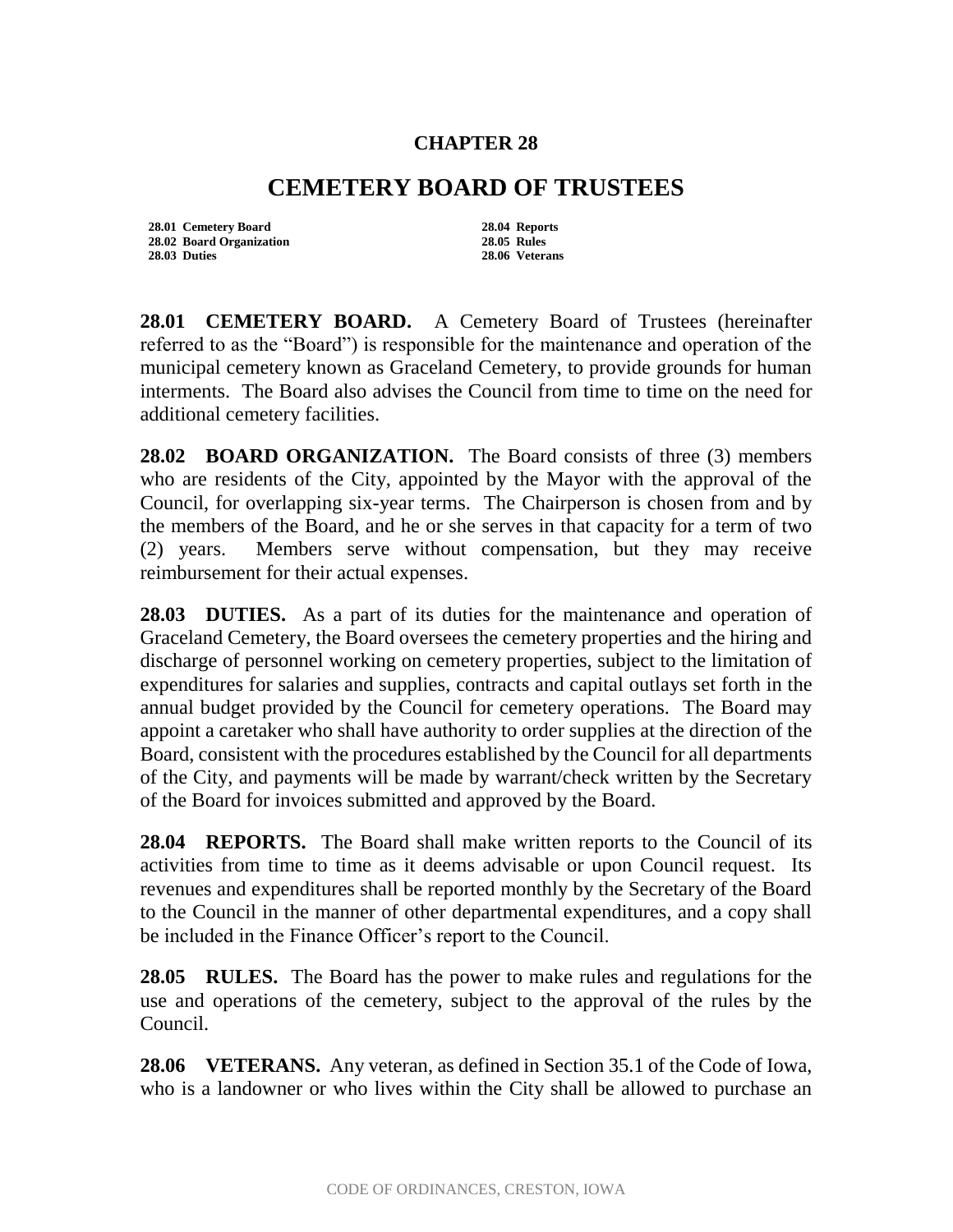# CHAPTER 28

# CEMETERY BOARD OF TRUSTEES

| | |
|---|---|
| 28.01 Cemetery Board | 28.04 Reports |
| 28.02 Board Organization | 28.05 Rules |
| 28.03 Duties | 28.06 Veterans |

**28.01 CEMETERY BOARD.** A Cemetery Board of Trustees (hereinafter referred to as the "Board") is responsible for the maintenance and operation of the municipal cemetery known as Graceland Cemetery, to provide grounds for human interments. The Board also advises the Council from time to time on the need for additional cemetery facilities.

**28.02 BOARD ORGANIZATION.** The Board consists of three (3) members who are residents of the City, appointed by the Mayor with the approval of the Council, for overlapping six-year terms. The Chairperson is chosen from and by the members of the Board, and he or she serves in that capacity for a term of two (2) years. Members serve without compensation, but they may receive reimbursement for their actual expenses.

**28.03 DUTIES.** As a part of its duties for the maintenance and operation of Graceland Cemetery, the Board oversees the cemetery properties and the hiring and discharge of personnel working on cemetery properties, subject to the limitation of expenditures for salaries and supplies, contracts and capital outlays set forth in the annual budget provided by the Council for cemetery operations. The Board may appoint a caretaker who shall have authority to order supplies at the direction of the Board, consistent with the procedures established by the Council for all departments of the City, and payments will be made by warrant/check written by the Secretary of the Board for invoices submitted and approved by the Board.

**28.04 REPORTS.** The Board shall make written reports to the Council of its activities from time to time as it deems advisable or upon Council request. Its revenues and expenditures shall be reported monthly by the Secretary of the Board to the Council in the manner of other departmental expenditures, and a copy shall be included in the Finance Officer's report to the Council.

**28.05 RULES.** The Board has the power to make rules and regulations for the use and operations of the cemetery, subject to the approval of the rules by the Council.

**28.06 VETERANS.** Any veteran, as defined in Section 35.1 of the Code of Iowa, who is a landowner or who lives within the City shall be allowed to purchase an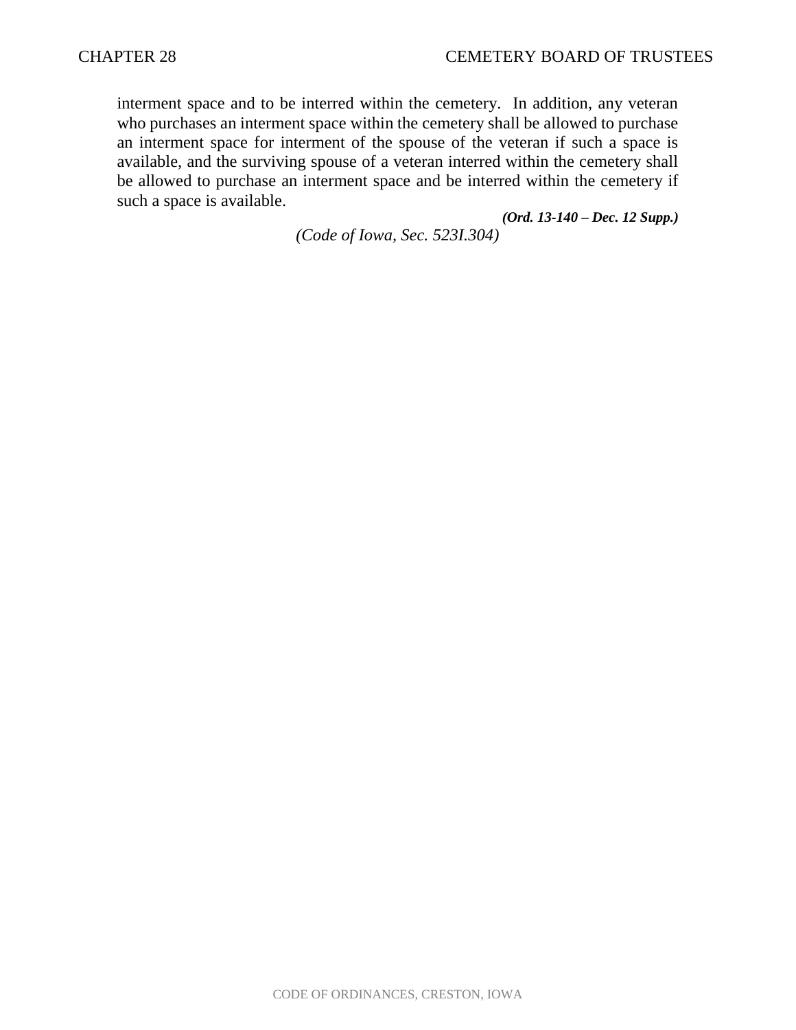interment space and to be interred within the cemetery. In addition, any veteran who purchases an interment space within the cemetery shall be allowed to purchase an interment space for interment of the spouse of the veteran if such a space is available, and the surviving spouse of a veteran interred within the cemetery shall be allowed to purchase an interment space and be interred within the cemetery if such a space is available.

***(Ord. 13-140 – Dec. 12 Supp.)***

*(Code of Iowa, Sec. 523I.304)*